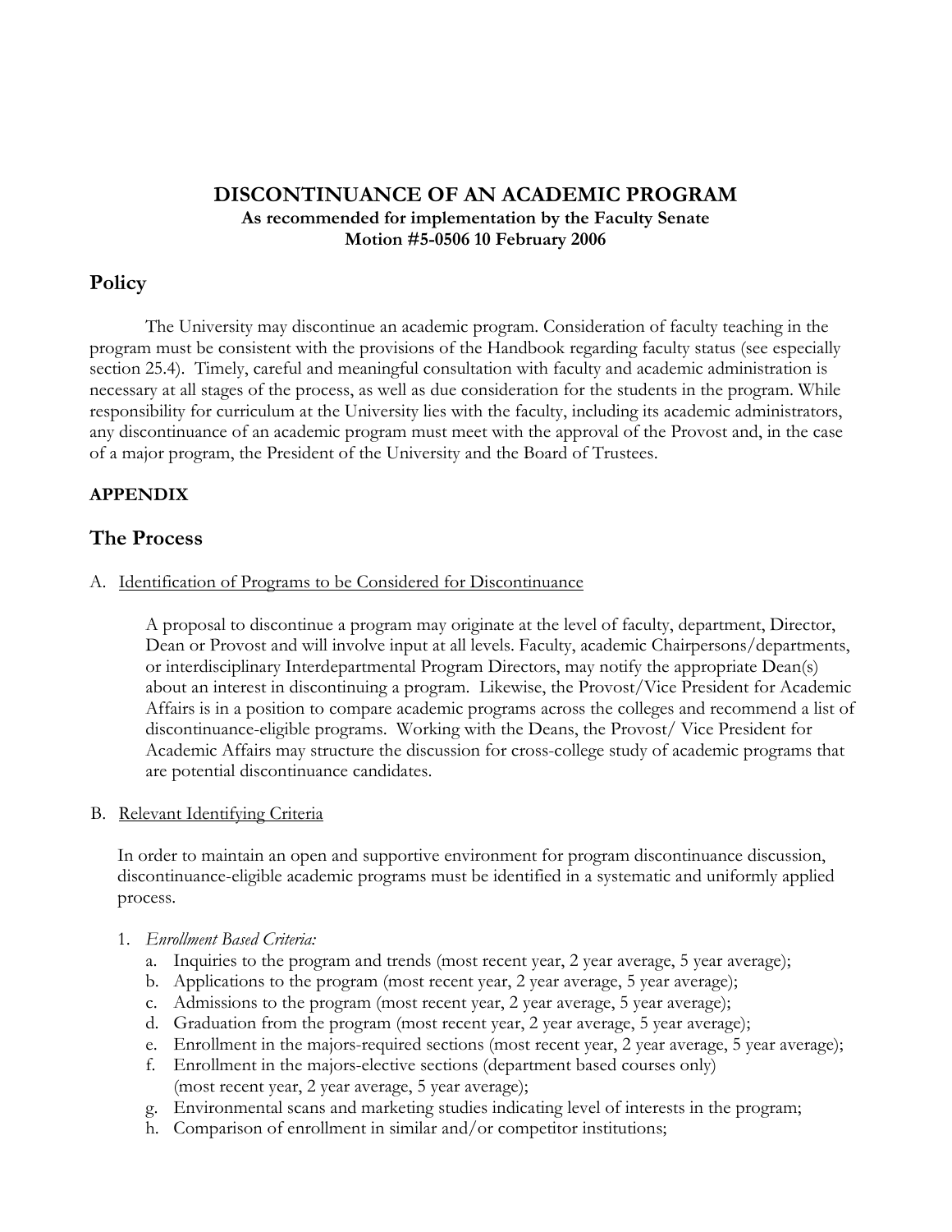# DISCONTINUANCE OF AN ACADEMIC PROGRAM

**As recommended for implementation by the Faculty Senate**
**Motion #5-0506 10 February 2006**

## Policy

The University may discontinue an academic program. Consideration of faculty teaching in the program must be consistent with the provisions of the Handbook regarding faculty status (see especially section 25.4). Timely, careful and meaningful consultation with faculty and academic administration is necessary at all stages of the process, as well as due consideration for the students in the program. While responsibility for curriculum at the University lies with the faculty, including its academic administrators, any discontinuance of an academic program must meet with the approval of the Provost and, in the case of a major program, the President of the University and the Board of Trustees.

**APPENDIX**

## The Process

A. Identification of Programs to be Considered for Discontinuance

A proposal to discontinue a program may originate at the level of faculty, department, Director, Dean or Provost and will involve input at all levels. Faculty, academic Chairpersons/departments, or interdisciplinary Interdepartmental Program Directors, may notify the appropriate Dean(s) about an interest in discontinuing a program. Likewise, the Provost/Vice President for Academic Affairs is in a position to compare academic programs across the colleges and recommend a list of discontinuance-eligible programs. Working with the Deans, the Provost/ Vice President for Academic Affairs may structure the discussion for cross-college study of academic programs that are potential discontinuance candidates.

B. Relevant Identifying Criteria

In order to maintain an open and supportive environment for program discontinuance discussion, discontinuance-eligible academic programs must be identified in a systematic and uniformly applied process.

1. *Enrollment Based Criteria:*
   a. Inquiries to the program and trends (most recent year, 2 year average, 5 year average);
   b. Applications to the program (most recent year, 2 year average, 5 year average);
   c. Admissions to the program (most recent year, 2 year average, 5 year average);
   d. Graduation from the program (most recent year, 2 year average, 5 year average);
   e. Enrollment in the majors-required sections (most recent year, 2 year average, 5 year average);
   f. Enrollment in the majors-elective sections (department based courses only) (most recent year, 2 year average, 5 year average);
   g. Environmental scans and marketing studies indicating level of interests in the program;
   h. Comparison of enrollment in similar and/or competitor institutions;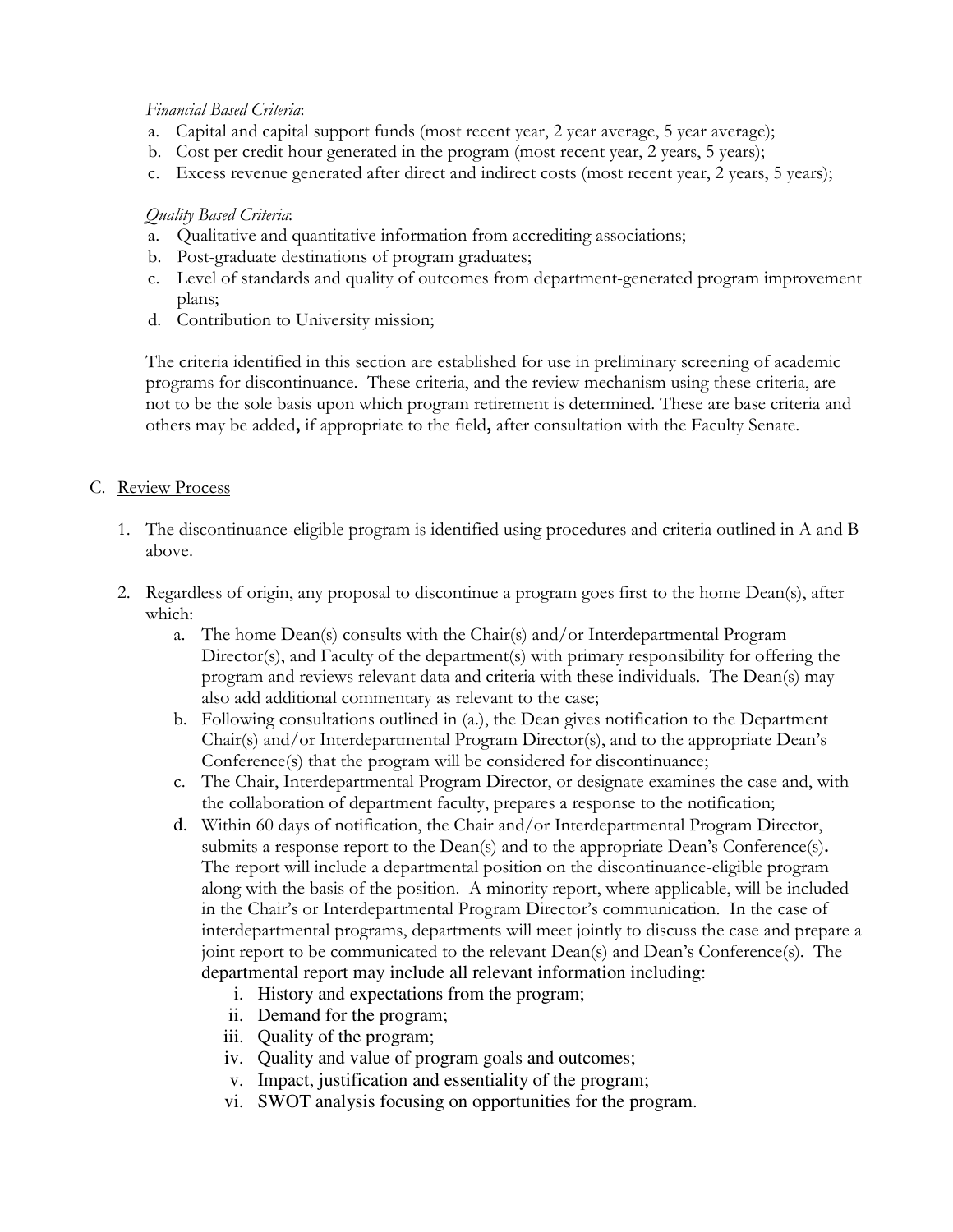*Financial Based Criteria*:

a. Capital and capital support funds (most recent year, 2 year average, 5 year average);
b. Cost per credit hour generated in the program (most recent year, 2 years, 5 years);
c. Excess revenue generated after direct and indirect costs (most recent year, 2 years, 5 years);

*Quality Based Criteria*:

a. Qualitative and quantitative information from accrediting associations;
b. Post-graduate destinations of program graduates;
c. Level of standards and quality of outcomes from department-generated program improvement plans;
d. Contribution to University mission;

The criteria identified in this section are established for use in preliminary screening of academic programs for discontinuance. These criteria, and the review mechanism using these criteria, are not to be the sole basis upon which program retirement is determined. These are base criteria and others may be added**,** if appropriate to the field**,** after consultation with the Faculty Senate.

C. Review Process

1. The discontinuance-eligible program is identified using procedures and criteria outlined in A and B above.

2. Regardless of origin, any proposal to discontinue a program goes first to the home Dean(s), after which:
   a. The home Dean(s) consults with the Chair(s) and/or Interdepartmental Program Director(s), and Faculty of the department(s) with primary responsibility for offering the program and reviews relevant data and criteria with these individuals. The Dean(s) may also add additional commentary as relevant to the case;
   b. Following consultations outlined in (a.), the Dean gives notification to the Department Chair(s) and/or Interdepartmental Program Director(s), and to the appropriate Dean's Conference(s) that the program will be considered for discontinuance;
   c. The Chair, Interdepartmental Program Director, or designate examines the case and, with the collaboration of department faculty, prepares a response to the notification;
   d. Within 60 days of notification, the Chair and/or Interdepartmental Program Director, submits a response report to the Dean(s) and to the appropriate Dean's Conference(s)**.** The report will include a departmental position on the discontinuance-eligible program along with the basis of the position. A minority report, where applicable, will be included in the Chair's or Interdepartmental Program Director's communication. In the case of interdepartmental programs, departments will meet jointly to discuss the case and prepare a joint report to be communicated to the relevant Dean(s) and Dean's Conference(s). The departmental report may include all relevant information including:
      i. History and expectations from the program;
      ii. Demand for the program;
      iii. Quality of the program;
      iv. Quality and value of program goals and outcomes;
      v. Impact, justification and essentiality of the program;
      vi. SWOT analysis focusing on opportunities for the program.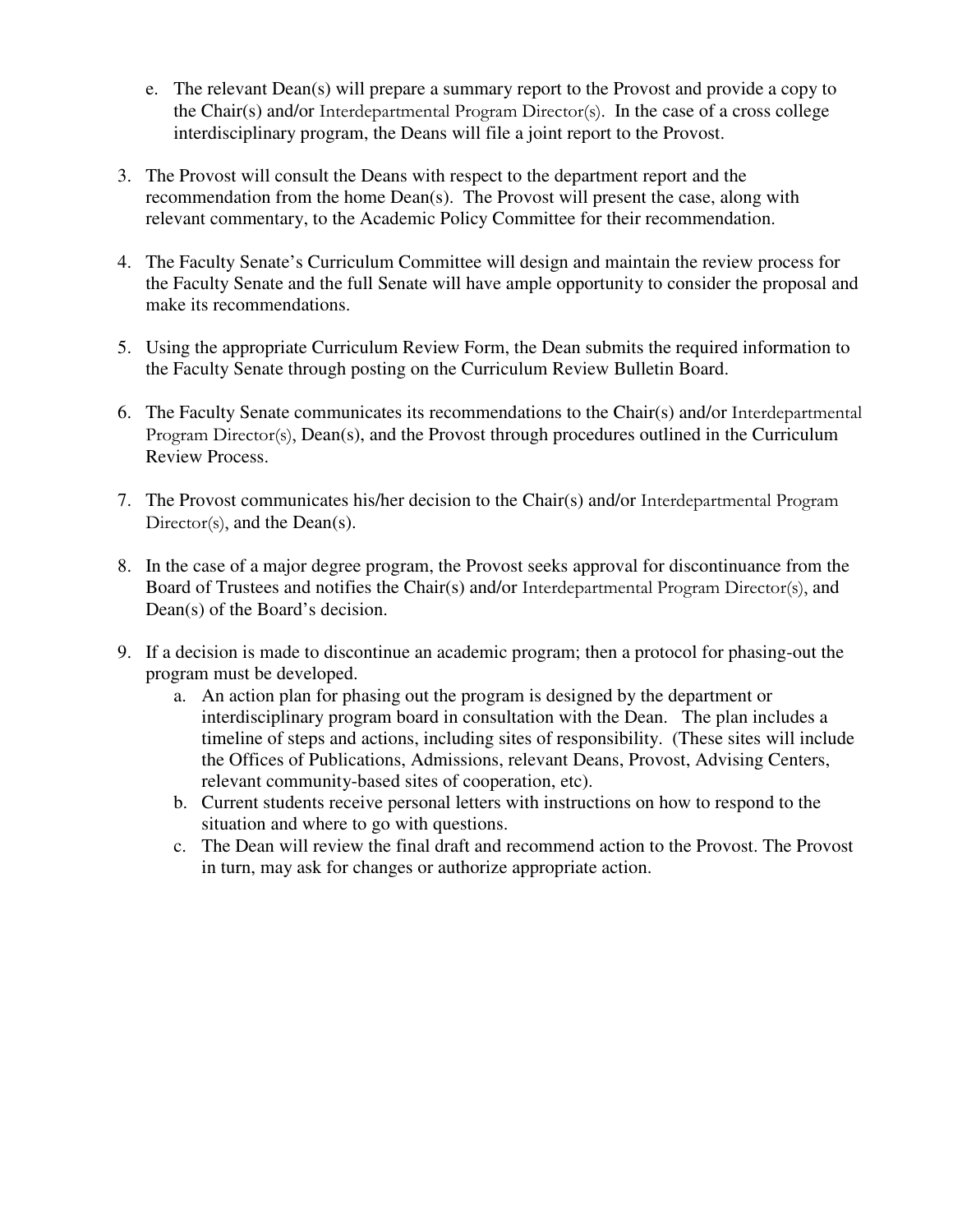e. The relevant Dean(s) will prepare a summary report to the Provost and provide a copy to the Chair(s) and/or Interdepartmental Program Director(s). In the case of a cross college interdisciplinary program, the Deans will file a joint report to the Provost.

3. The Provost will consult the Deans with respect to the department report and the recommendation from the home Dean(s). The Provost will present the case, along with relevant commentary, to the Academic Policy Committee for their recommendation.

4. The Faculty Senate's Curriculum Committee will design and maintain the review process for the Faculty Senate and the full Senate will have ample opportunity to consider the proposal and make its recommendations.

5. Using the appropriate Curriculum Review Form, the Dean submits the required information to the Faculty Senate through posting on the Curriculum Review Bulletin Board.

6. The Faculty Senate communicates its recommendations to the Chair(s) and/or Interdepartmental Program Director(s), Dean(s), and the Provost through procedures outlined in the Curriculum Review Process.

7. The Provost communicates his/her decision to the Chair(s) and/or Interdepartmental Program Director(s), and the Dean(s).

8. In the case of a major degree program, the Provost seeks approval for discontinuance from the Board of Trustees and notifies the Chair(s) and/or Interdepartmental Program Director(s), and Dean(s) of the Board's decision.

9. If a decision is made to discontinue an academic program; then a protocol for phasing-out the program must be developed.
   a. An action plan for phasing out the program is designed by the department or interdisciplinary program board in consultation with the Dean. The plan includes a timeline of steps and actions, including sites of responsibility. (These sites will include the Offices of Publications, Admissions, relevant Deans, Provost, Advising Centers, relevant community-based sites of cooperation, etc).
   b. Current students receive personal letters with instructions on how to respond to the situation and where to go with questions.
   c. The Dean will review the final draft and recommend action to the Provost. The Provost in turn, may ask for changes or authorize appropriate action.